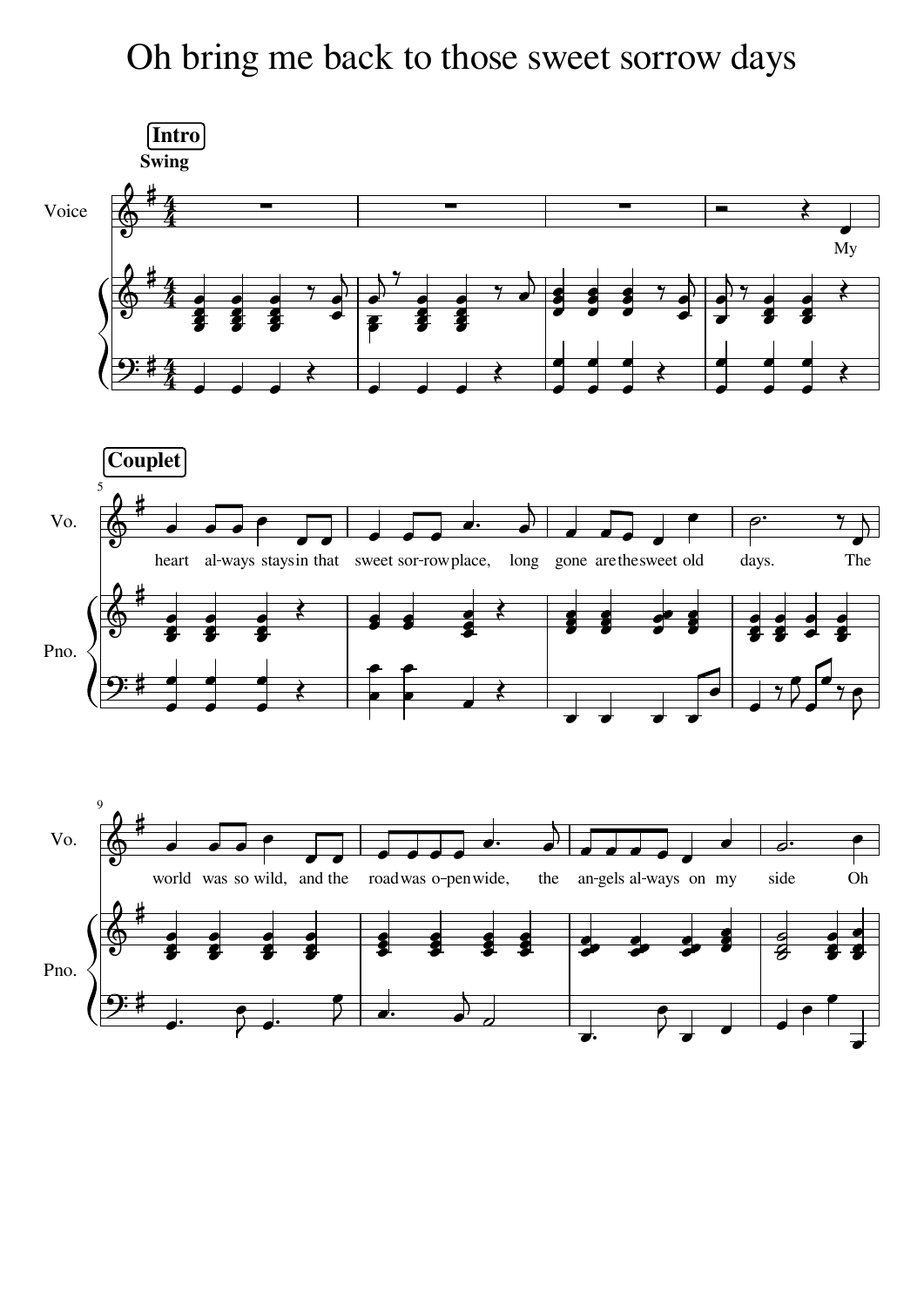# Oh bring me back to those sweet sorrow days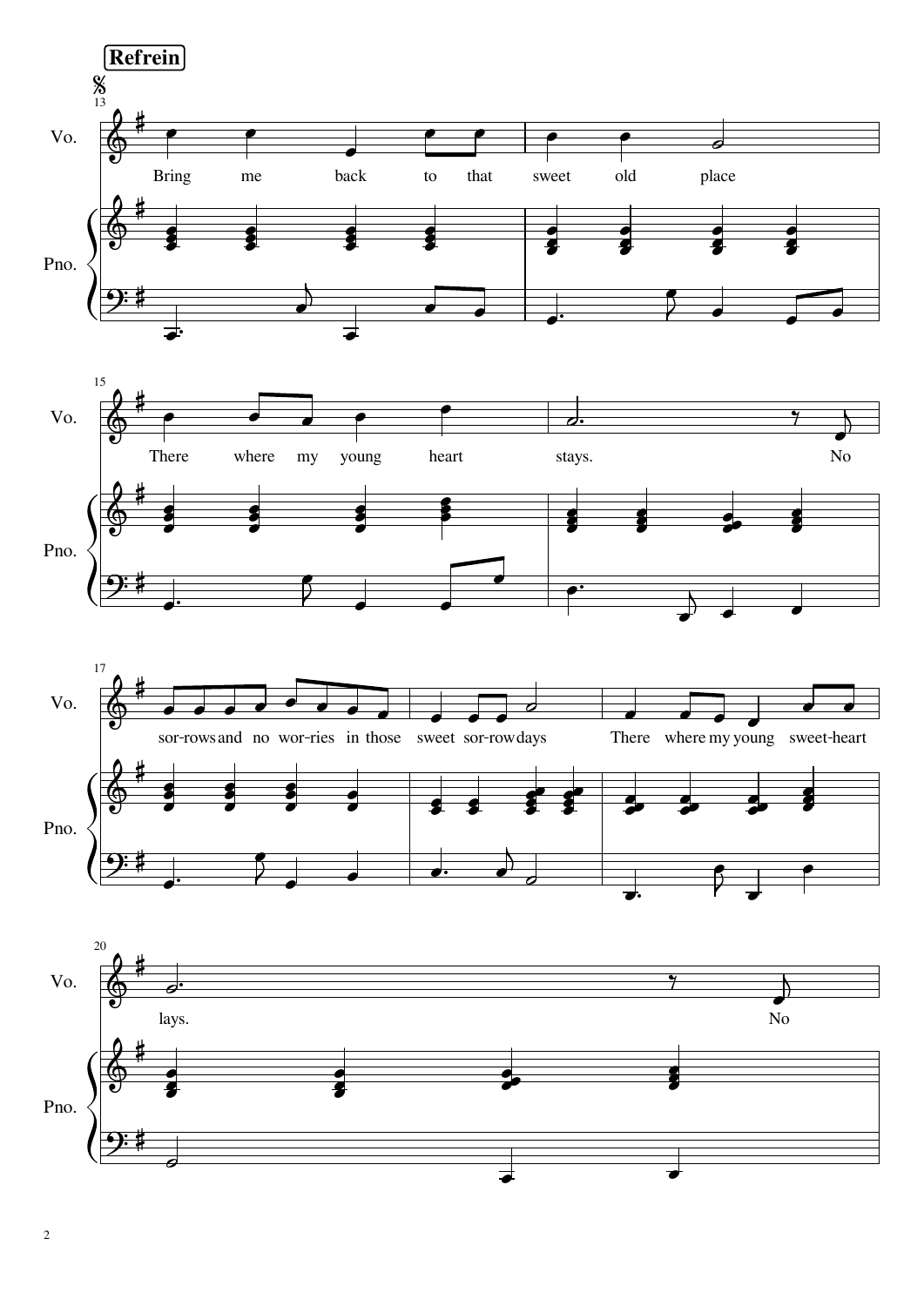**Refrein**

Bring me back to that sweet old place
There where my young heart stays.
No sor-rows and no wor-ries in those sweet sor-row days
There where my young sweet-heart lays.
No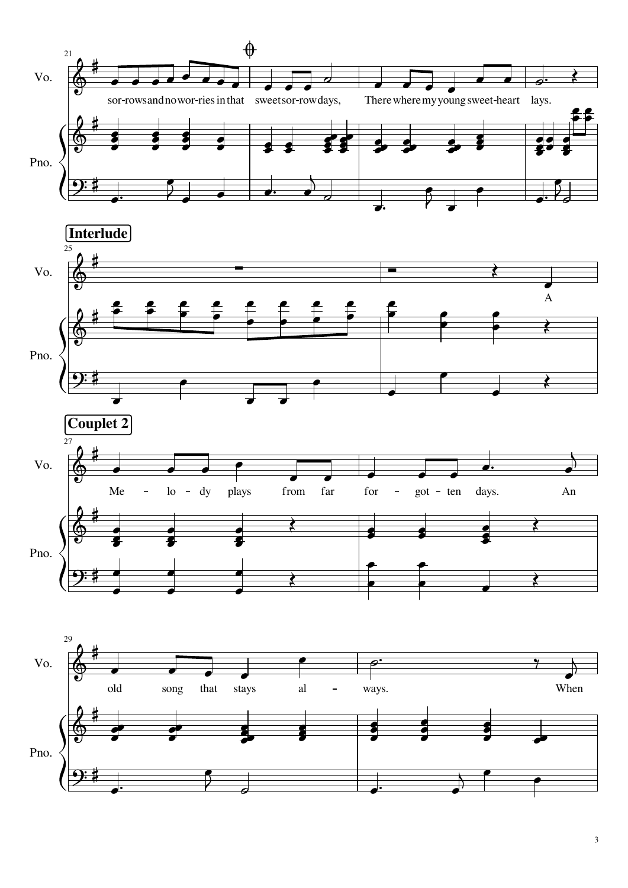**Interlude**

**Couplet 2**

sor-rows and no wor-ries in that sweet sor-row days, There where my young sweet-heart lays.

A

Me - lo - dy plays from far for - got - ten days. An old song that stays al - ways. When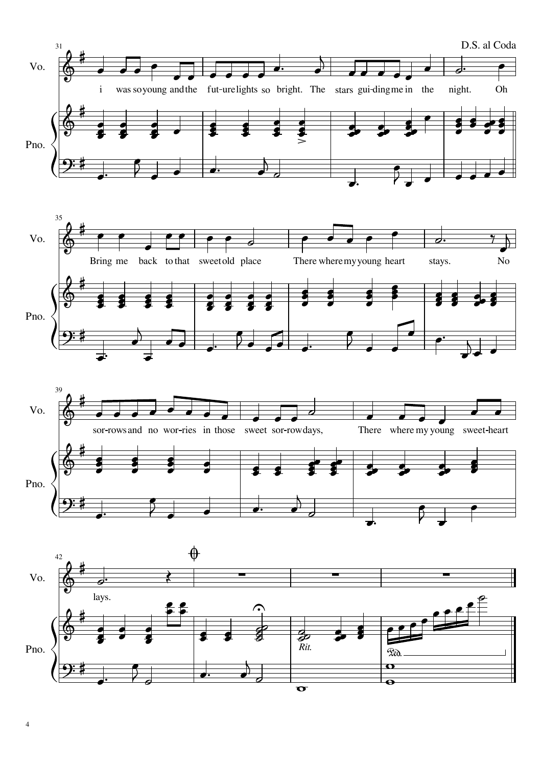D.S. al Coda

i was so young and the fut-ure lights so bright. The stars gui-ding me in the night. Oh

Bring me back to that sweet old place There where my young heart stays. No

sor-rows and no wor-ries in those sweet sor-row days, There where my young sweet-heart

lays.

*Rit.*